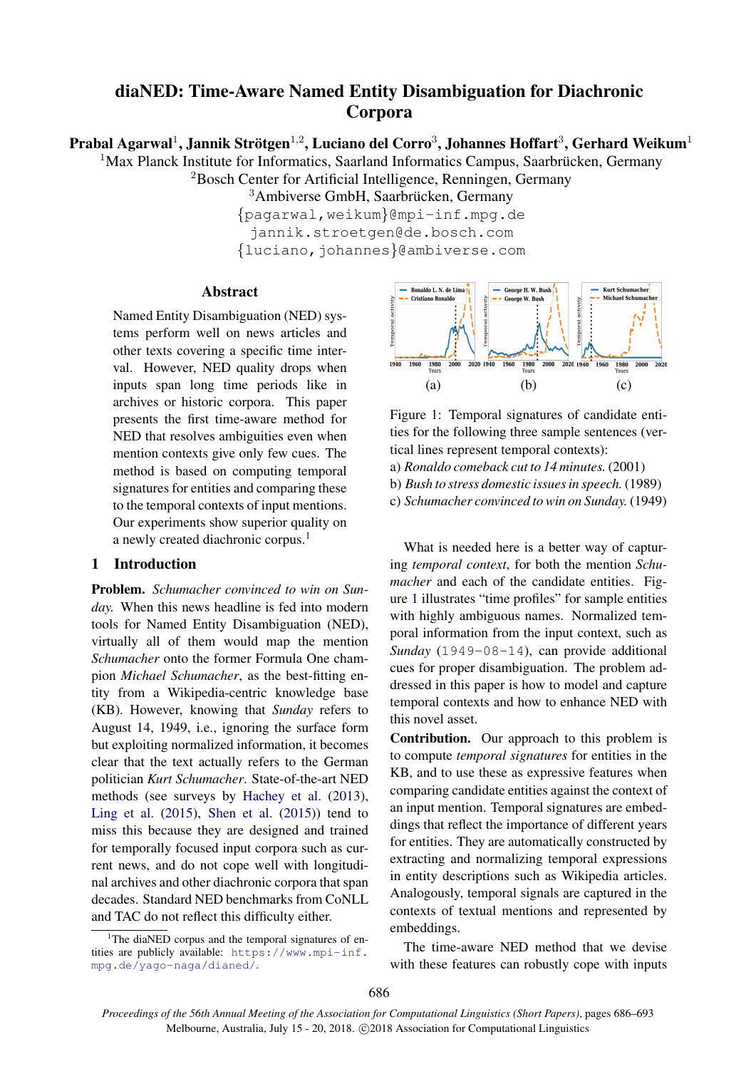# diaNED: Time-Aware Named Entity Disambiguation for Diachronic Corpora

**Prabal Agarwal[1], Jannik Strötgen[1,2], Luciano del Corro[3], Johannes Hoffart[3], Gerhard Weikum[1]**

[1]Max Planck Institute for Informatics, Saarland Informatics Campus, Saarbrücken, Germany
[2]Bosch Center for Artificial Intelligence, Renningen, Germany
[3]Ambiverse GmbH, Saarbrücken, Germany

{pagarwal,weikum}@mpi-inf.mpg.de
jannik.stroetgen@de.bosch.com
{luciano,johannes}@ambiverse.com

## Abstract

Named Entity Disambiguation (NED) systems perform well on news articles and other texts covering a specific time interval. However, NED quality drops when inputs span long time periods like in archives or historic corpora. This paper presents the first time-aware method for NED that resolves ambiguities even when mention contexts give only few cues. The method is based on computing temporal signatures for entities and comparing these to the temporal contexts of input mentions. Our experiments show superior quality on a newly created diachronic corpus.[1]

## 1 Introduction

**Problem.** *Schumacher convinced to win on Sunday.* When this news headline is fed into modern tools for Named Entity Disambiguation (NED), virtually all of them would map the mention *Schumacher* onto the former Formula One champion *Michael Schumacher*, as the best-fitting entity from a Wikipedia-centric knowledge base (KB). However, knowing that *Sunday* refers to August 14, 1949, i.e., ignoring the surface form but exploiting normalized information, it becomes clear that the text actually refers to the German politician *Kurt Schumacher*. State-of-the-art NED methods (see surveys by Hachey et al. (2013), Ling et al. (2015), Shen et al. (2015)) tend to miss this because they are designed and trained for temporally focused input corpora such as current news, and do not cope well with longitudinal archives and other diachronic corpora that span decades. Standard NED benchmarks from CoNLL and TAC do not reflect this difficulty either.

Figure 1: Temporal signatures of candidate entities for the following three sample sentences (vertical lines represent temporal contexts):
a) *Ronaldo comeback cut to 14 minutes.* (2001)
b) *Bush to stress domestic issues in speech.* (1989)
c) *Schumacher convinced to win on Sunday.* (1949)

What is needed here is a better way of capturing *temporal context*, for both the mention *Schumacher* and each of the candidate entities. Figure 1 illustrates "time profiles" for sample entities with highly ambiguous names. Normalized temporal information from the input context, such as *Sunday* (`1949-08-14`), can provide additional cues for proper disambiguation. The problem addressed in this paper is how to model and capture temporal contexts and how to enhance NED with this novel asset.

**Contribution.** Our approach to this problem is to compute *temporal signatures* for entities in the KB, and to use these as expressive features when comparing candidate entities against the context of an input mention. Temporal signatures are embeddings that reflect the importance of different years for entities. They are automatically constructed by extracting and normalizing temporal expressions in entity descriptions such as Wikipedia articles. Analogously, temporal signals are captured in the contexts of textual mentions and represented by embeddings.

The time-aware NED method that we devise with these features can robustly cope with inputs

[1]The diaNED corpus and the temporal signatures of entities are publicly available: https://www.mpi-inf.mpg.de/yago-naga/dianed/.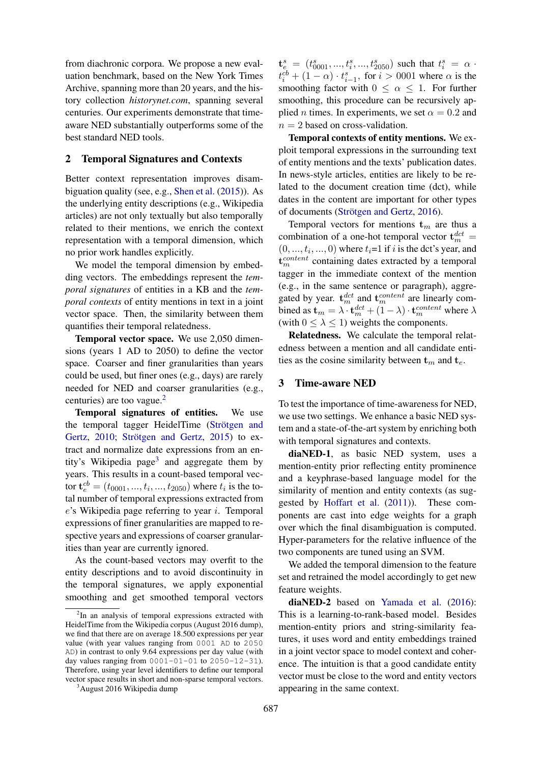from diachronic corpora. We propose a new evaluation benchmark, based on the New York Times Archive, spanning more than 20 years, and the history collection *historynet.com*, spanning several centuries. Our experiments demonstrate that time-aware NED substantially outperforms some of the best standard NED tools.

## 2 Temporal Signatures and Contexts

Better context representation improves disambiguation quality (see, e.g., Shen et al. (2015)). As the underlying entity descriptions (e.g., Wikipedia articles) are not only textually but also temporally related to their mentions, we enrich the context representation with a temporal dimension, which no prior work handles explicitly.

We model the temporal dimension by embedding vectors. The embeddings represent the *temporal signatures* of entities in a KB and the *temporal contexts* of entity mentions in text in a joint vector space. Then, the similarity between them quantifies their temporal relatedness.

**Temporal vector space.** We use 2,050 dimensions (years 1 AD to 2050) to define the vector space. Coarser and finer granularities than years could be used, but finer ones (e.g., days) are rarely needed for NED and coarser granularities (e.g., centuries) are too vague.[2]

**Temporal signatures of entities.** We use the temporal tagger HeidelTime (Strötgen and Gertz, 2010; Strötgen and Gertz, 2015) to extract and normalize date expressions from an entity's Wikipedia page[3] and aggregate them by years. This results in a count-based temporal vector $\mathbf{t}_e^{cb} = (t_{0001}, ..., t_i, ..., t_{2050})$ where $t_i$ is the total number of temporal expressions extracted from $e$'s Wikipedia page referring to year $i$. Temporal expressions of finer granularities are mapped to respective years and expressions of coarser granularities than year are currently ignored.

As the count-based vectors may overfit to the entity descriptions and to avoid discontinuity in the temporal signatures, we apply exponential smoothing and get smoothed temporal vectors $\mathbf{t}_e^s = (t_{0001}^s, ..., t_i^s, ..., t_{2050}^s)$ such that $t_i^s = \alpha \cdot t_i^{cb} + (1-\alpha) \cdot t_{i-1}^s$, for $i > 0001$ where $\alpha$ is the smoothing factor with $0 \leq \alpha \leq 1$. For further smoothing, this procedure can be recursively applied $n$ times. In experiments, we set $\alpha = 0.2$ and $n = 2$ based on cross-validation.

**Temporal contexts of entity mentions.** We exploit temporal expressions in the surrounding text of entity mentions and the texts' publication dates. In news-style articles, entities are likely to be related to the document creation time (dct), while dates in the content are important for other types of documents (Strötgen and Gertz, 2016).

Temporal vectors for mentions $\mathbf{t}_m$ are thus a combination of a one-hot temporal vector $\mathbf{t}_m^{dct} = (0, ..., t_i, ..., 0)$ where $t_i$=1 if $i$ is the dct's year, and $\mathbf{t}_m^{content}$ containing dates extracted by a temporal tagger in the immediate context of the mention (e.g., in the same sentence or paragraph), aggregated by year. $\mathbf{t}_m^{dct}$ and $\mathbf{t}_m^{content}$ are linearly combined as $\mathbf{t}_m = \lambda \cdot \mathbf{t}_m^{dct} + (1-\lambda) \cdot \mathbf{t}_m^{content}$ where $\lambda$ (with $0 \leq \lambda \leq 1$) weights the components.

**Relatedness.** We calculate the temporal relatedness between a mention and all candidate entities as the cosine similarity between $\mathbf{t}_m$ and $\mathbf{t}_e$.

## 3 Time-aware NED

To test the importance of time-awareness for NED, we use two settings. We enhance a basic NED system and a state-of-the-art system by enriching both with temporal signatures and contexts.

**diaNED-1**, as basic NED system, uses a mention-entity prior reflecting entity prominence and a keyphrase-based language model for the similarity of mention and entity contexts (as suggested by Hoffart et al. (2011)). These components are cast into edge weights for a graph over which the final disambiguation is computed. Hyper-parameters for the relative influence of the two components are tuned using an SVM.

We added the temporal dimension to the feature set and retrained the model accordingly to get new feature weights.

**diaNED-2** based on Yamada et al. (2016): This is a learning-to-rank-based model. Besides mention-entity priors and string-similarity features, it uses word and entity embeddings trained in a joint vector space to model context and coherence. The intuition is that a good candidate entity vector must be close to the word and entity vectors appearing in the same context.

[2] In an analysis of temporal expressions extracted with HeidelTime from the Wikipedia corpus (August 2016 dump), we find that there are on average 18.500 expressions per year value (with year values ranging from 0001 AD to 2050 AD) in contrast to only 9.64 expressions per day value (with day values ranging from 0001-01-01 to 2050-12-31). Therefore, using year level identifiers to define our temporal vector space results in short and non-sparse temporal vectors.

[3] August 2016 Wikipedia dump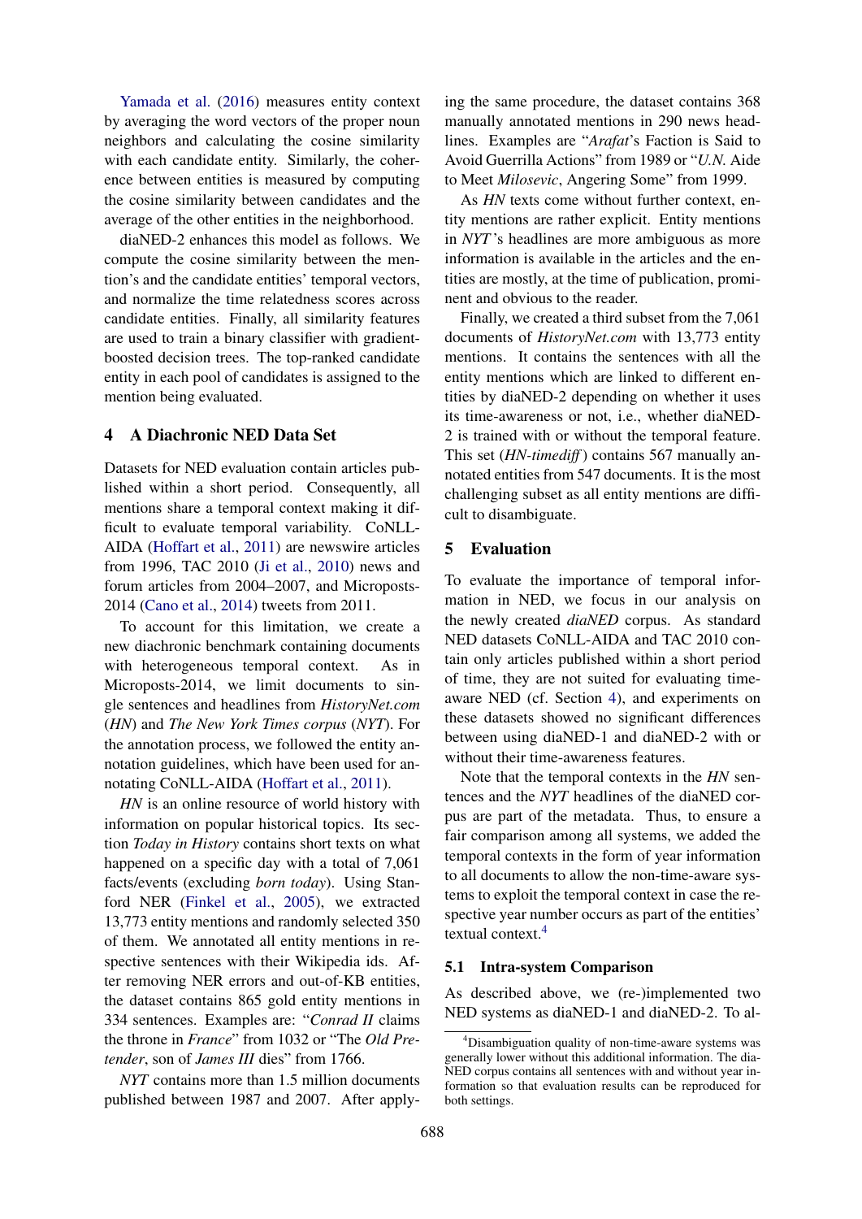Yamada et al. (2016) measures entity context by averaging the word vectors of the proper noun neighbors and calculating the cosine similarity with each candidate entity. Similarly, the coherence between entities is measured by computing the cosine similarity between candidates and the average of the other entities in the neighborhood.

diaNED-2 enhances this model as follows. We compute the cosine similarity between the mention's and the candidate entities' temporal vectors, and normalize the time relatedness scores across candidate entities. Finally, all similarity features are used to train a binary classifier with gradient-boosted decision trees. The top-ranked candidate entity in each pool of candidates is assigned to the mention being evaluated.

## 4 A Diachronic NED Data Set

Datasets for NED evaluation contain articles published within a short period. Consequently, all mentions share a temporal context making it difficult to evaluate temporal variability. CoNLL-AIDA (Hoffart et al., 2011) are newswire articles from 1996, TAC 2010 (Ji et al., 2010) news and forum articles from 2004–2007, and Microposts-2014 (Cano et al., 2014) tweets from 2011.

To account for this limitation, we create a new diachronic benchmark containing documents with heterogeneous temporal context. As in Microposts-2014, we limit documents to single sentences and headlines from *HistoryNet.com* (*HN*) and *The New York Times corpus* (*NYT*). For the annotation process, we followed the entity annotation guidelines, which have been used for annotating CoNLL-AIDA (Hoffart et al., 2011).

*HN* is an online resource of world history with information on popular historical topics. Its section *Today in History* contains short texts on what happened on a specific day with a total of 7,061 facts/events (excluding *born today*). Using Stanford NER (Finkel et al., 2005), we extracted 13,773 entity mentions and randomly selected 350 of them. We annotated all entity mentions in respective sentences with their Wikipedia ids. After removing NER errors and out-of-KB entities, the dataset contains 865 gold entity mentions in 334 sentences. Examples are: "*Conrad II* claims the throne in *France*" from 1032 or "The *Old Pretender*, son of *James III* dies" from 1766.

*NYT* contains more than 1.5 million documents published between 1987 and 2007. After applying the same procedure, the dataset contains 368 manually annotated mentions in 290 news headlines. Examples are "*Arafat*'s Faction is Said to Avoid Guerrilla Actions" from 1989 or "*U.N.* Aide to Meet *Milosevic*, Angering Some" from 1999.

As *HN* texts come without further context, entity mentions are rather explicit. Entity mentions in *NYT*'s headlines are more ambiguous as more information is available in the articles and the entities are mostly, at the time of publication, prominent and obvious to the reader.

Finally, we created a third subset from the 7,061 documents of *HistoryNet.com* with 13,773 entity mentions. It contains the sentences with all the entity mentions which are linked to different entities by diaNED-2 depending on whether it uses its time-awareness or not, i.e., whether diaNED-2 is trained with or without the temporal feature. This set (*HN-timediff*) contains 567 manually annotated entities from 547 documents. It is the most challenging subset as all entity mentions are difficult to disambiguate.

## 5 Evaluation

To evaluate the importance of temporal information in NED, we focus in our analysis on the newly created *diaNED* corpus. As standard NED datasets CoNLL-AIDA and TAC 2010 contain only articles published within a short period of time, they are not suited for evaluating time-aware NED (cf. Section 4), and experiments on these datasets showed no significant differences between using diaNED-1 and diaNED-2 with or without their time-awareness features.

Note that the temporal contexts in the *HN* sentences and the *NYT* headlines of the diaNED corpus are part of the metadata. Thus, to ensure a fair comparison among all systems, we added the temporal contexts in the form of year information to all documents to allow the non-time-aware systems to exploit the temporal context in case the respective year number occurs as part of the entities' textual context.[4]

### 5.1 Intra-system Comparison

As described above, we (re-)implemented two NED systems as diaNED-1 and diaNED-2. To al-

[4] Disambiguation quality of non-time-aware systems was generally lower without this additional information. The diaNED corpus contains all sentences with and without year information so that evaluation results can be reproduced for both settings.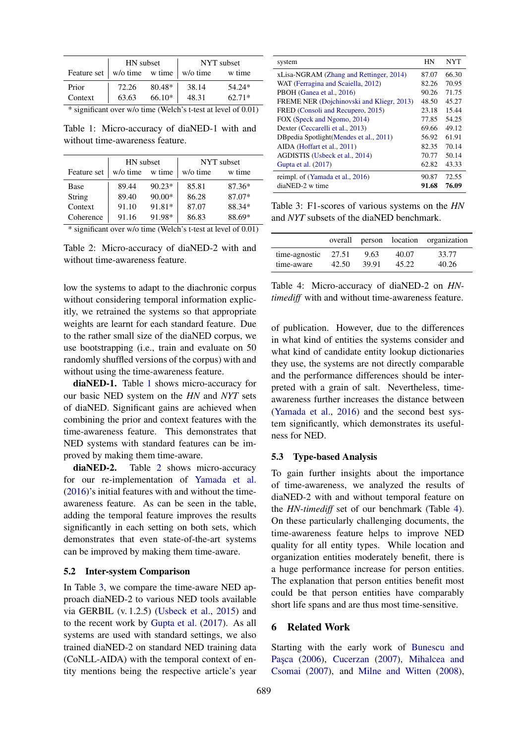| Feature set | HN subset | | NYT subset | |
|---|---|---|---|---|
| | w/o time | w time | w/o time | w time |
| Prior | 72.26 | 80.48* | 38.14 | 54.24* |
| Context | 63.63 | 66.10* | 48.31 | 62.71* |

\* significant over w/o time (Welch's t-test at level of 0.01)

Table 1: Micro-accuracy of diaNED-1 with and without time-awareness feature.

| Feature set | HN subset | | NYT subset | |
|---|---|---|---|---|
| | w/o time | w time | w/o time | w time |
| Base | 89.44 | 90.23* | 85.81 | 87.36* |
| String | 89.40 | 90.00* | 86.28 | 87.07* |
| Context | 91.10 | 91.81* | 87.07 | 88.34* |
| Coherence | 91.16 | 91.98* | 86.83 | 88.69* |

\* significant over w/o time (Welch's t-test at level of 0.01)

Table 2: Micro-accuracy of diaNED-2 with and without time-awareness feature.

low the systems to adapt to the diachronic corpus without considering temporal information explicitly, we retrained the systems so that appropriate weights are learnt for each standard feature. Due to the rather small size of the diaNED corpus, we use bootstrapping (i.e., train and evaluate on 50 randomly shuffled versions of the corpus) with and without using the time-awareness feature.

**diaNED-1.** Table 1 shows micro-accuracy for our basic NED system on the *HN* and *NYT* sets of diaNED. Significant gains are achieved when combining the prior and context features with the time-awareness feature. This demonstrates that NED systems with standard features can be improved by making them time-aware.

**diaNED-2.** Table 2 shows micro-accuracy for our re-implementation of Yamada et al. (2016)'s initial features with and without the time-awareness feature. As can be seen in the table, adding the temporal feature improves the results significantly in each setting on both sets, which demonstrates that even state-of-the-art systems can be improved by making them time-aware.

## 5.2 Inter-system Comparison

In Table 3, we compare the time-aware NED approach diaNED-2 to various NED tools available via GERBIL (v. 1.2.5) (Usbeck et al., 2015) and to the recent work by Gupta et al. (2017). As all systems are used with standard settings, we also trained diaNED-2 on standard NED training data (CoNLL-AIDA) with the temporal context of entity mentions being the respective article's year of publication. However, due to the differences in what kind of entities the systems consider and what kind of candidate entity lookup dictionaries they use, the systems are not directly comparable and the performance differences should be interpreted with a grain of salt. Nevertheless, time-awareness further increases the distance between (Yamada et al., 2016) and the second best system significantly, which demonstrates its usefulness for NED.

| system | HN | NYT |
|---|---|---|
| xLisa-NGRAM (Zhang and Rettinger, 2014) | 87.07 | 66.30 |
| WAT (Ferragina and Scaiella, 2012) | 82.26 | 70.95 |
| PBOH (Ganea et al., 2016) | 90.26 | 71.75 |
| FREME NER (Dojchinovski and Kliegr, 2013) | 48.50 | 45.27 |
| FRED (Consoli and Recupero, 2015) | 23.18 | 15.44 |
| FOX (Speck and Ngomo, 2014) | 77.85 | 54.25 |
| Dexter (Ceccarelli et al., 2013) | 69.66 | 49.12 |
| DBpedia Spotlight(Mendes et al., 2011) | 56.92 | 61.91 |
| AIDA (Hoffart et al., 2011) | 82.35 | 70.14 |
| AGDISTIS (Usbeck et al., 2014) | 70.77 | 50.14 |
| Gupta et al. (2017) | 62.82 | 43.33 |
| reimpl. of (Yamada et al., 2016) | 90.87 | 72.55 |
| diaNED-2 w time | **91.68** | **76.09** |

Table 3: F1-scores of various systems on the *HN* and *NYT* subsets of the diaNED benchmark.

| | overall | person | location | organization |
|---|---|---|---|---|
| time-agnostic | 27.51 | 9.63 | 40.07 | 33.77 |
| time-aware | 42.50 | 39.91 | 45.22 | 40.26 |

Table 4: Micro-accuracy of diaNED-2 on *HN-timediff* with and without time-awareness feature.

## 5.3 Type-based Analysis

To gain further insights about the importance of time-awareness, we analyzed the results of diaNED-2 with and without temporal feature on the *HN-timediff* set of our benchmark (Table 4). On these particularly challenging documents, the time-awareness feature helps to improve NED quality for all entity types. While location and organization entities moderately benefit, there is a huge performance increase for person entities. The explanation that person entities benefit most could be that person entities have comparably short life spans and are thus most time-sensitive.

# 6 Related Work

Starting with the early work of Bunescu and Paşca (2006), Cucerzan (2007), Mihalcea and Csomai (2007), and Milne and Witten (2008),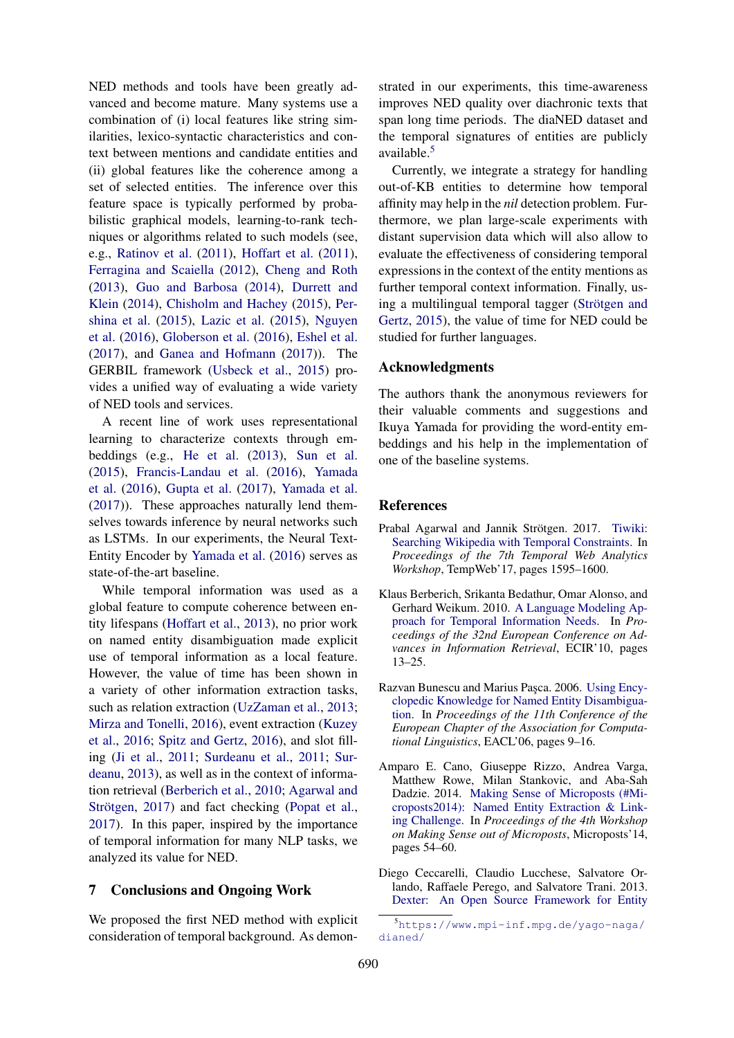NED methods and tools have been greatly advanced and become mature. Many systems use a combination of (i) local features like string similarities, lexico-syntactic characteristics and context between mentions and candidate entities and (ii) global features like the coherence among a set of selected entities. The inference over this feature space is typically performed by probabilistic graphical models, learning-to-rank techniques or algorithms related to such models (see, e.g., Ratinov et al. (2011), Hoffart et al. (2011), Ferragina and Scaiella (2012), Cheng and Roth (2013), Guo and Barbosa (2014), Durrett and Klein (2014), Chisholm and Hachey (2015), Pershina et al. (2015), Lazic et al. (2015), Nguyen et al. (2016), Globerson et al. (2016), Eshel et al. (2017), and Ganea and Hofmann (2017)). The GERBIL framework (Usbeck et al., 2015) provides a unified way of evaluating a wide variety of NED tools and services.

A recent line of work uses representational learning to characterize contexts through embeddings (e.g., He et al. (2013), Sun et al. (2015), Francis-Landau et al. (2016), Yamada et al. (2016), Gupta et al. (2017), Yamada et al. (2017)). These approaches naturally lend themselves towards inference by neural networks such as LSTMs. In our experiments, the Neural Text-Entity Encoder by Yamada et al. (2016) serves as state-of-the-art baseline.

While temporal information was used as a global feature to compute coherence between entity lifespans (Hoffart et al., 2013), no prior work on named entity disambiguation made explicit use of temporal information as a local feature. However, the value of time has been shown in a variety of other information extraction tasks, such as relation extraction (UzZaman et al., 2013; Mirza and Tonelli, 2016), event extraction (Kuzey et al., 2016; Spitz and Gertz, 2016), and slot filling (Ji et al., 2011; Surdeanu et al., 2011; Surdeanu, 2013), as well as in the context of information retrieval (Berberich et al., 2010; Agarwal and Strötgen, 2017) and fact checking (Popat et al., 2017). In this paper, inspired by the importance of temporal information for many NLP tasks, we analyzed its value for NED.

## 7 Conclusions and Ongoing Work

We proposed the first NED method with explicit consideration of temporal background. As demonstrated in our experiments, this time-awareness improves NED quality over diachronic texts that span long time periods. The diaNED dataset and the temporal signatures of entities are publicly available.[5]

Currently, we integrate a strategy for handling out-of-KB entities to determine how temporal affinity may help in the *nil* detection problem. Furthermore, we plan large-scale experiments with distant supervision data which will also allow to evaluate the effectiveness of considering temporal expressions in the context of the entity mentions as further temporal context information. Finally, using a multilingual temporal tagger (Strötgen and Gertz, 2015), the value of time for NED could be studied for further languages.

## Acknowledgments

The authors thank the anonymous reviewers for their valuable comments and suggestions and Ikuya Yamada for providing the word-entity embeddings and his help in the implementation of one of the baseline systems.

## References

Prabal Agarwal and Jannik Strötgen. 2017. Tiwiki: Searching Wikipedia with Temporal Constraints. In *Proceedings of the 7th Temporal Web Analytics Workshop*, TempWeb'17, pages 1595–1600.

Klaus Berberich, Srikanta Bedathur, Omar Alonso, and Gerhard Weikum. 2010. A Language Modeling Approach for Temporal Information Needs. In *Proceedings of the 32nd European Conference on Advances in Information Retrieval*, ECIR'10, pages 13–25.

Razvan Bunescu and Marius Paşca. 2006. Using Encyclopedic Knowledge for Named Entity Disambiguation. In *Proceedings of the 11th Conference of the European Chapter of the Association for Computational Linguistics*, EACL'06, pages 9–16.

Amparo E. Cano, Giuseppe Rizzo, Andrea Varga, Matthew Rowe, Milan Stankovic, and Aba-Sah Dadzie. 2014. Making Sense of Microposts (#Microposts2014): Named Entity Extraction & Linking Challenge. In *Proceedings of the 4th Workshop on Making Sense out of Microposts*, Microposts'14, pages 54–60.

Diego Ceccarelli, Claudio Lucchese, Salvatore Orlando, Raffaele Perego, and Salvatore Trani. 2013. Dexter: An Open Source Framework for Entity

[5] https://www.mpi-inf.mpg.de/yago-naga/dianed/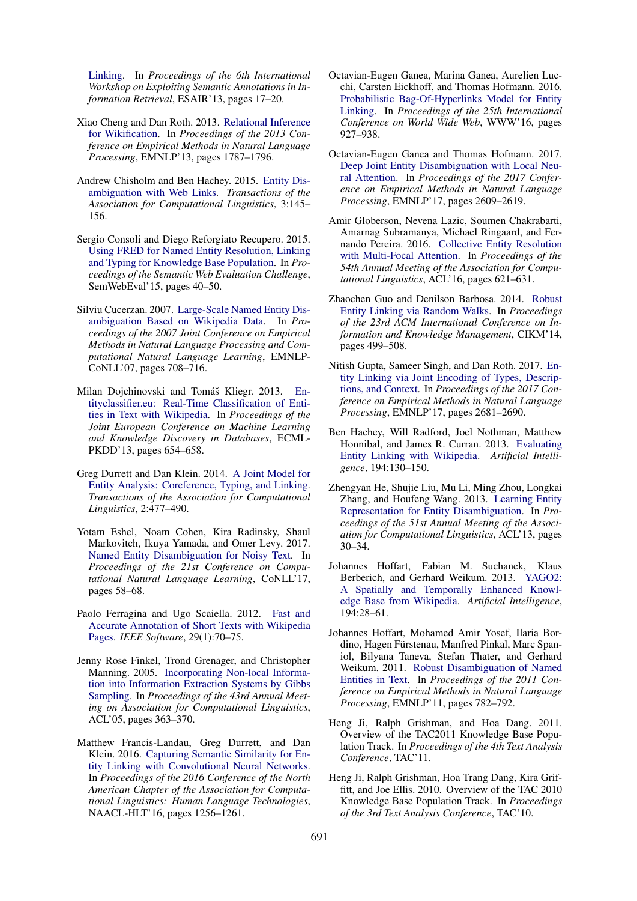Linking. In *Proceedings of the 6th International Workshop on Exploiting Semantic Annotations in Information Retrieval*, ESAIR'13, pages 17–20.

Xiao Cheng and Dan Roth. 2013. Relational Inference for Wikification. In *Proceedings of the 2013 Conference on Empirical Methods in Natural Language Processing*, EMNLP'13, pages 1787–1796.

Andrew Chisholm and Ben Hachey. 2015. Entity Disambiguation with Web Links. *Transactions of the Association for Computational Linguistics*, 3:145–156.

Sergio Consoli and Diego Reforgiato Recupero. 2015. Using FRED for Named Entity Resolution, Linking and Typing for Knowledge Base Population. In *Proceedings of the Semantic Web Evaluation Challenge*, SemWebEval'15, pages 40–50.

Silviu Cucerzan. 2007. Large-Scale Named Entity Disambiguation Based on Wikipedia Data. In *Proceedings of the 2007 Joint Conference on Empirical Methods in Natural Language Processing and Computational Natural Language Learning*, EMNLP-CoNLL'07, pages 708–716.

Milan Dojchinovski and Tomáš Kliegr. 2013. Entityclassifier.eu: Real-Time Classification of Entities in Text with Wikipedia. In *Proceedings of the Joint European Conference on Machine Learning and Knowledge Discovery in Databases*, ECML-PKDD'13, pages 654–658.

Greg Durrett and Dan Klein. 2014. A Joint Model for Entity Analysis: Coreference, Typing, and Linking. *Transactions of the Association for Computational Linguistics*, 2:477–490.

Yotam Eshel, Noam Cohen, Kira Radinsky, Shaul Markovitch, Ikuya Yamada, and Omer Levy. 2017. Named Entity Disambiguation for Noisy Text. In *Proceedings of the 21st Conference on Computational Natural Language Learning*, CoNLL'17, pages 58–68.

Paolo Ferragina and Ugo Scaiella. 2012. Fast and Accurate Annotation of Short Texts with Wikipedia Pages. *IEEE Software*, 29(1):70–75.

Jenny Rose Finkel, Trond Grenager, and Christopher Manning. 2005. Incorporating Non-local Information into Information Extraction Systems by Gibbs Sampling. In *Proceedings of the 43rd Annual Meeting on Association for Computational Linguistics*, ACL'05, pages 363–370.

Matthew Francis-Landau, Greg Durrett, and Dan Klein. 2016. Capturing Semantic Similarity for Entity Linking with Convolutional Neural Networks. In *Proceedings of the 2016 Conference of the North American Chapter of the Association for Computational Linguistics: Human Language Technologies*, NAACL-HLT'16, pages 1256–1261.

Octavian-Eugen Ganea, Marina Ganea, Aurelien Lucchi, Carsten Eickhoff, and Thomas Hofmann. 2016. Probabilistic Bag-Of-Hyperlinks Model for Entity Linking. In *Proceedings of the 25th International Conference on World Wide Web*, WWW'16, pages 927–938.

Octavian-Eugen Ganea and Thomas Hofmann. 2017. Deep Joint Entity Disambiguation with Local Neural Attention. In *Proceedings of the 2017 Conference on Empirical Methods in Natural Language Processing*, EMNLP'17, pages 2609–2619.

Amir Globerson, Nevena Lazic, Soumen Chakrabarti, Amarnag Subramanya, Michael Ringaard, and Fernando Pereira. 2016. Collective Entity Resolution with Multi-Focal Attention. In *Proceedings of the 54th Annual Meeting of the Association for Computational Linguistics*, ACL'16, pages 621–631.

Zhaochen Guo and Denilson Barbosa. 2014. Robust Entity Linking via Random Walks. In *Proceedings of the 23rd ACM International Conference on Information and Knowledge Management*, CIKM'14, pages 499–508.

Nitish Gupta, Sameer Singh, and Dan Roth. 2017. Entity Linking via Joint Encoding of Types, Descriptions, and Context. In *Proceedings of the 2017 Conference on Empirical Methods in Natural Language Processing*, EMNLP'17, pages 2681–2690.

Ben Hachey, Will Radford, Joel Nothman, Matthew Honnibal, and James R. Curran. 2013. Evaluating Entity Linking with Wikipedia. *Artificial Intelligence*, 194:130–150.

Zhengyan He, Shujie Liu, Mu Li, Ming Zhou, Longkai Zhang, and Houfeng Wang. 2013. Learning Entity Representation for Entity Disambiguation. In *Proceedings of the 51st Annual Meeting of the Association for Computational Linguistics*, ACL'13, pages 30–34.

Johannes Hoffart, Fabian M. Suchanek, Klaus Berberich, and Gerhard Weikum. 2013. YAGO2: A Spatially and Temporally Enhanced Knowledge Base from Wikipedia. *Artificial Intelligence*, 194:28–61.

Johannes Hoffart, Mohamed Amir Yosef, Ilaria Bordino, Hagen Fürstenau, Manfred Pinkal, Marc Spaniol, Bilyana Taneva, Stefan Thater, and Gerhard Weikum. 2011. Robust Disambiguation of Named Entities in Text. In *Proceedings of the 2011 Conference on Empirical Methods in Natural Language Processing*, EMNLP'11, pages 782–792.

Heng Ji, Ralph Grishman, and Hoa Dang. 2011. Overview of the TAC2011 Knowledge Base Population Track. In *Proceedings of the 4th Text Analysis Conference*, TAC'11.

Heng Ji, Ralph Grishman, Hoa Trang Dang, Kira Griffitt, and Joe Ellis. 2010. Overview of the TAC 2010 Knowledge Base Population Track. In *Proceedings of the 3rd Text Analysis Conference*, TAC'10.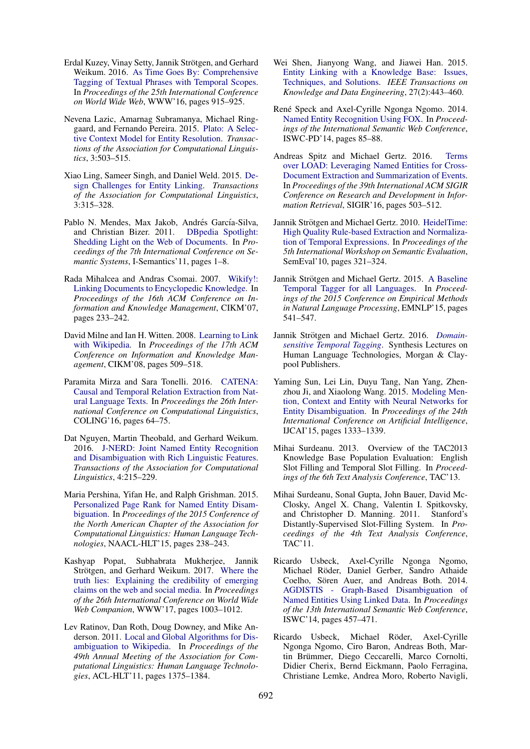Erdal Kuzey, Vinay Setty, Jannik Strötgen, and Gerhard Weikum. 2016. As Time Goes By: Comprehensive Tagging of Textual Phrases with Temporal Scopes. In *Proceedings of the 25th International Conference on World Wide Web*, WWW'16, pages 915–925.

Nevena Lazic, Amarnag Subramanya, Michael Ringgaard, and Fernando Pereira. 2015. Plato: A Selective Context Model for Entity Resolution. *Transactions of the Association for Computational Linguistics*, 3:503–515.

Xiao Ling, Sameer Singh, and Daniel Weld. 2015. Design Challenges for Entity Linking. *Transactions of the Association for Computational Linguistics*, 3:315–328.

Pablo N. Mendes, Max Jakob, Andrés García-Silva, and Christian Bizer. 2011. DBpedia Spotlight: Shedding Light on the Web of Documents. In *Proceedings of the 7th International Conference on Semantic Systems*, I-Semantics'11, pages 1–8.

Rada Mihalcea and Andras Csomai. 2007. Wikify!: Linking Documents to Encyclopedic Knowledge. In *Proceedings of the 16th ACM Conference on Information and Knowledge Management*, CIKM'07, pages 233–242.

David Milne and Ian H. Witten. 2008. Learning to Link with Wikipedia. In *Proceedings of the 17th ACM Conference on Information and Knowledge Management*, CIKM'08, pages 509–518.

Paramita Mirza and Sara Tonelli. 2016. CATENA: Causal and Temporal Relation Extraction from Natural Language Texts. In *Proceedings the 26th International Conference on Computational Linguistics*, COLING'16, pages 64–75.

Dat Nguyen, Martin Theobald, and Gerhard Weikum. 2016. J-NERD: Joint Named Entity Recognition and Disambiguation with Rich Linguistic Features. *Transactions of the Association for Computational Linguistics*, 4:215–229.

Maria Pershina, Yifan He, and Ralph Grishman. 2015. Personalized Page Rank for Named Entity Disambiguation. In *Proceedings of the 2015 Conference of the North American Chapter of the Association for Computational Linguistics: Human Language Technologies*, NAACL-HLT'15, pages 238–243.

Kashyap Popat, Subhabrata Mukherjee, Jannik Strötgen, and Gerhard Weikum. 2017. Where the truth lies: Explaining the credibility of emerging claims on the web and social media. In *Proceedings of the 26th International Conference on World Wide Web Companion*, WWW'17, pages 1003–1012.

Lev Ratinov, Dan Roth, Doug Downey, and Mike Anderson. 2011. Local and Global Algorithms for Disambiguation to Wikipedia. In *Proceedings of the 49th Annual Meeting of the Association for Computational Linguistics: Human Language Technologies*, ACL-HLT'11, pages 1375–1384.

Wei Shen, Jianyong Wang, and Jiawei Han. 2015. Entity Linking with a Knowledge Base: Issues, Techniques, and Solutions. *IEEE Transactions on Knowledge and Data Engineering*, 27(2):443–460.

René Speck and Axel-Cyrille Ngonga Ngomo. 2014. Named Entity Recognition Using FOX. In *Proceedings of the International Semantic Web Conference*, ISWC-PD'14, pages 85–88.

Andreas Spitz and Michael Gertz. 2016. Terms over LOAD: Leveraging Named Entities for Cross-Document Extraction and Summarization of Events. In *Proceedings of the 39th International ACM SIGIR Conference on Research and Development in Information Retrieval*, SIGIR'16, pages 503–512.

Jannik Strötgen and Michael Gertz. 2010. HeidelTime: High Quality Rule-based Extraction and Normalization of Temporal Expressions. In *Proceedings of the 5th International Workshop on Semantic Evaluation*, SemEval'10, pages 321–324.

Jannik Strötgen and Michael Gertz. 2015. A Baseline Temporal Tagger for all Languages. In *Proceedings of the 2015 Conference on Empirical Methods in Natural Language Processing*, EMNLP'15, pages 541–547.

Jannik Strötgen and Michael Gertz. 2016. *Domain-sensitive Temporal Tagging*. Synthesis Lectures on Human Language Technologies, Morgan & Claypool Publishers.

Yaming Sun, Lei Lin, Duyu Tang, Nan Yang, Zhenzhou Ji, and Xiaolong Wang. 2015. Modeling Mention, Context and Entity with Neural Networks for Entity Disambiguation. In *Proceedings of the 24th International Conference on Artificial Intelligence*, IJCAI'15, pages 1333–1339.

Mihai Surdeanu. 2013. Overview of the TAC2013 Knowledge Base Population Evaluation: English Slot Filling and Temporal Slot Filling. In *Proceedings of the 6th Text Analysis Conference*, TAC'13.

Mihai Surdeanu, Sonal Gupta, John Bauer, David McClosky, Angel X. Chang, Valentin I. Spitkovsky, and Christopher D. Manning. 2011. Stanford's Distantly-Supervised Slot-Filling System. In *Proceedings of the 4th Text Analysis Conference*, TAC'11.

Ricardo Usbeck, Axel-Cyrille Ngonga Ngomo, Michael Röder, Daniel Gerber, Sandro Athaide Coelho, Sören Auer, and Andreas Both. 2014. AGDISTIS - Graph-Based Disambiguation of Named Entities Using Linked Data. In *Proceedings of the 13th International Semantic Web Conference*, ISWC'14, pages 457–471.

Ricardo Usbeck, Michael Röder, Axel-Cyrille Ngonga Ngomo, Ciro Baron, Andreas Both, Martin Brümmer, Diego Ceccarelli, Marco Cornolti, Didier Cherix, Bernd Eickmann, Paolo Ferragina, Christiane Lemke, Andrea Moro, Roberto Navigli,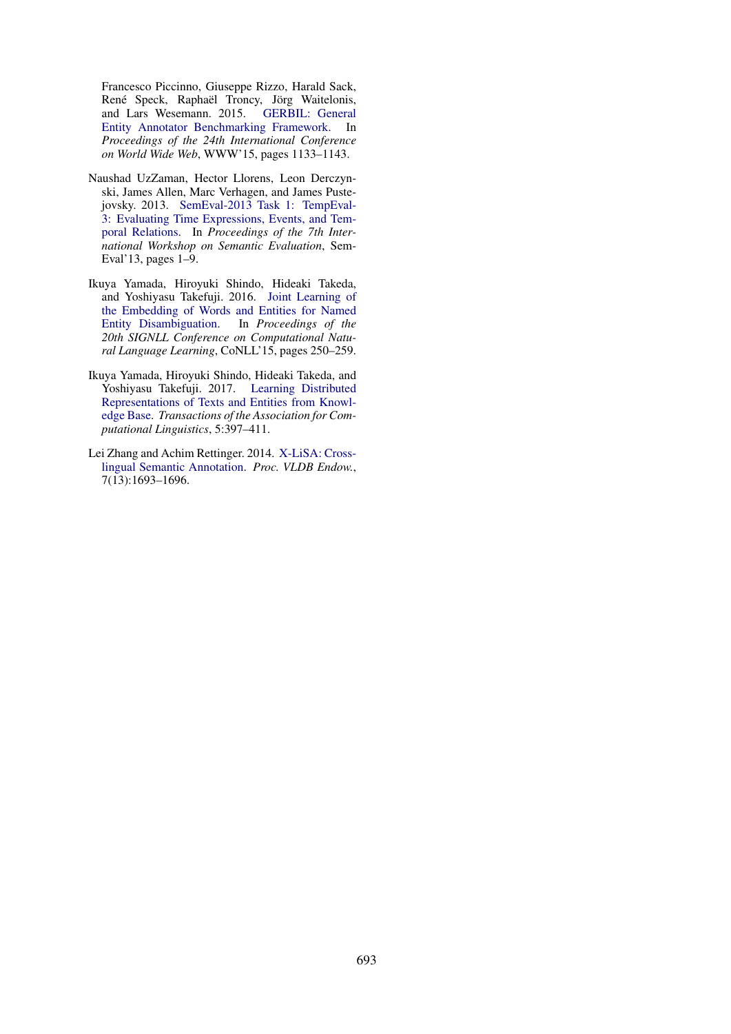Francesco Piccinno, Giuseppe Rizzo, Harald Sack, René Speck, Raphaël Troncy, Jörg Waitelonis, and Lars Wesemann. 2015. GERBIL: General Entity Annotator Benchmarking Framework. In *Proceedings of the 24th International Conference on World Wide Web*, WWW'15, pages 1133–1143.

Naushad UzZaman, Hector Llorens, Leon Derczynski, James Allen, Marc Verhagen, and James Pustejovsky. 2013. SemEval-2013 Task 1: TempEval-3: Evaluating Time Expressions, Events, and Temporal Relations. In *Proceedings of the 7th International Workshop on Semantic Evaluation*, SemEval'13, pages 1–9.

Ikuya Yamada, Hiroyuki Shindo, Hideaki Takeda, and Yoshiyasu Takefuji. 2016. Joint Learning of the Embedding of Words and Entities for Named Entity Disambiguation. In *Proceedings of the 20th SIGNLL Conference on Computational Natural Language Learning*, CoNLL'15, pages 250–259.

Ikuya Yamada, Hiroyuki Shindo, Hideaki Takeda, and Yoshiyasu Takefuji. 2017. Learning Distributed Representations of Texts and Entities from Knowledge Base. *Transactions of the Association for Computational Linguistics*, 5:397–411.

Lei Zhang and Achim Rettinger. 2014. X-LiSA: Cross-lingual Semantic Annotation. *Proc. VLDB Endow.*, 7(13):1693–1696.